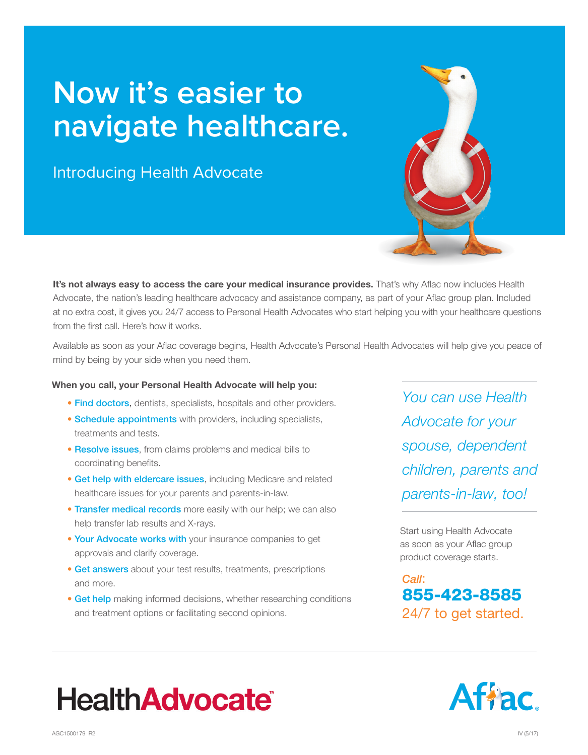# Now it's easier to navigate healthcare.

## Introducing Health Advocate

**It's not always easy to access the care your medical insurance provides.** That's why Aflac now includes Health Advocate, the nation's leading healthcare advocacy and assistance company, as part of your Aflac group plan. Included at no extra cost, it gives you 24/7 access to Personal Health Advocates who start helping you with your healthcare questions from the first call. Here's how it works.

Available as soon as your Aflac coverage begins, Health Advocate's Personal Health Advocates will help give you peace of mind by being by your side when you need them.

**When you call, your Personal Health Advocate will help you:**

- **Find doctors**, dentists, specialists, hospitals and other providers.
- **Schedule appointments** with providers, including specialists, treatments and tests.
- **Resolve issues**, from claims problems and medical bills to coordinating benefits.
- **Get help with eldercare issues**, including Medicare and related healthcare issues for your parents and parents-in-law.
- **Transfer medical records** more easily with our help; we can also help transfer lab results and X-rays.
- **Your Advocate works with** your insurance companies to get approvals and clarify coverage.
- **Get answers** about your test results, treatments, prescriptions and more.
- **Get help** making informed decisions, whether researching conditions and treatment options or facilitating second opinions.

*You can use Health Advocate for your spouse, dependent children, parents and parents-in-law, too!*

Start using Health Advocate as soon as your Aflac group product coverage starts.

*Call*:
**855-423-8585**
24/7 to get started.

HealthAdvocate™

Aflac.

AGC1500179 R2

IV (5/17)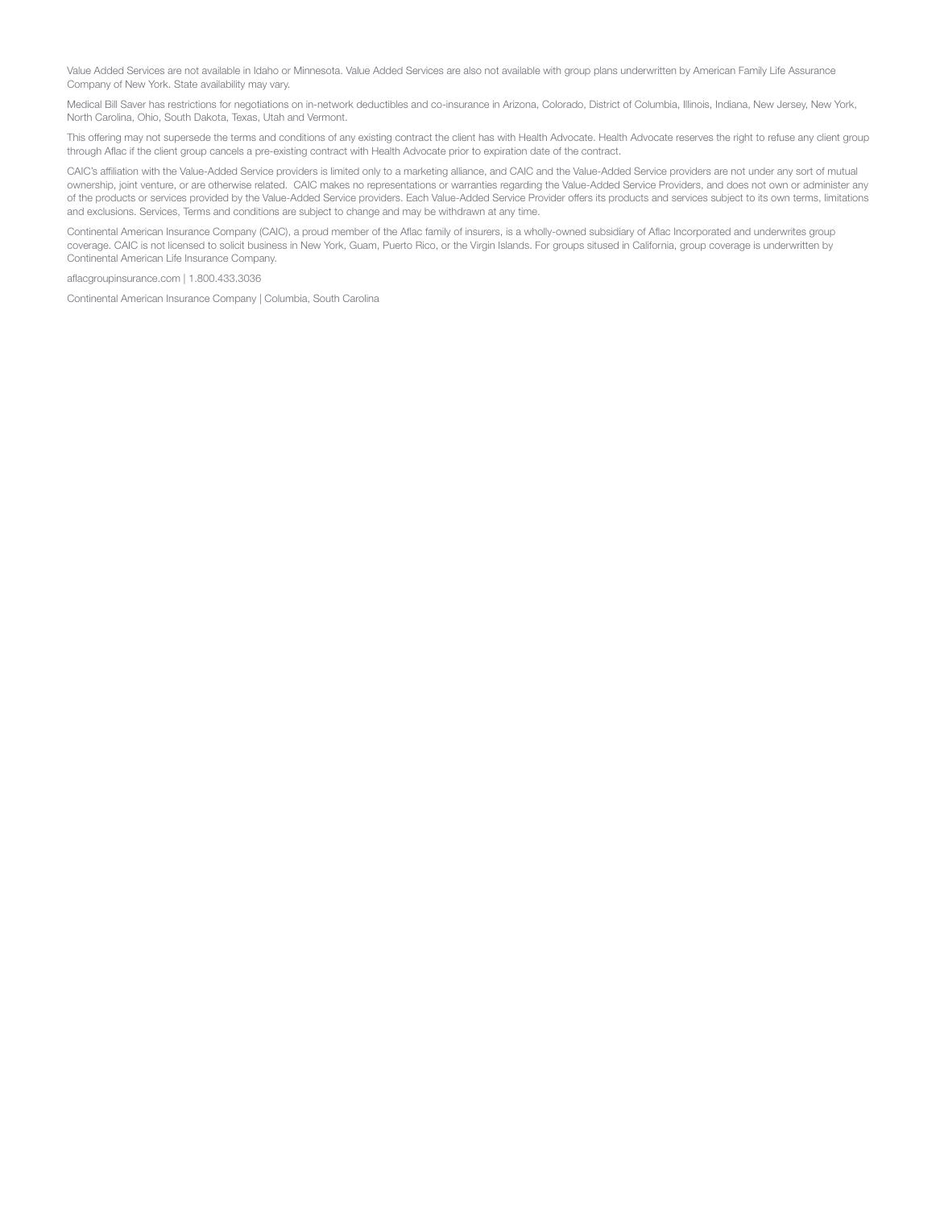Value Added Services are not available in Idaho or Minnesota. Value Added Services are also not available with group plans underwritten by American Family Life Assurance Company of New York. State availability may vary.

Medical Bill Saver has restrictions for negotiations on in-network deductibles and co-insurance in Arizona, Colorado, District of Columbia, Illinois, Indiana, New Jersey, New York, North Carolina, Ohio, South Dakota, Texas, Utah and Vermont.

This offering may not supersede the terms and conditions of any existing contract the client has with Health Advocate. Health Advocate reserves the right to refuse any client group through Aflac if the client group cancels a pre-existing contract with Health Advocate prior to expiration date of the contract.

CAIC's affiliation with the Value-Added Service providers is limited only to a marketing alliance, and CAIC and the Value-Added Service providers are not under any sort of mutual ownership, joint venture, or are otherwise related. CAIC makes no representations or warranties regarding the Value-Added Service Providers, and does not own or administer any of the products or services provided by the Value-Added Service providers. Each Value-Added Service Provider offers its products and services subject to its own terms, limitations and exclusions. Services, Terms and conditions are subject to change and may be withdrawn at any time.

Continental American Insurance Company (CAIC), a proud member of the Aflac family of insurers, is a wholly-owned subsidiary of Aflac Incorporated and underwrites group coverage. CAIC is not licensed to solicit business in New York, Guam, Puerto Rico, or the Virgin Islands. For groups sitused in California, group coverage is underwritten by Continental American Life Insurance Company.

aflacgroupinsurance.com | 1.800.433.3036

Continental American Insurance Company | Columbia, South Carolina